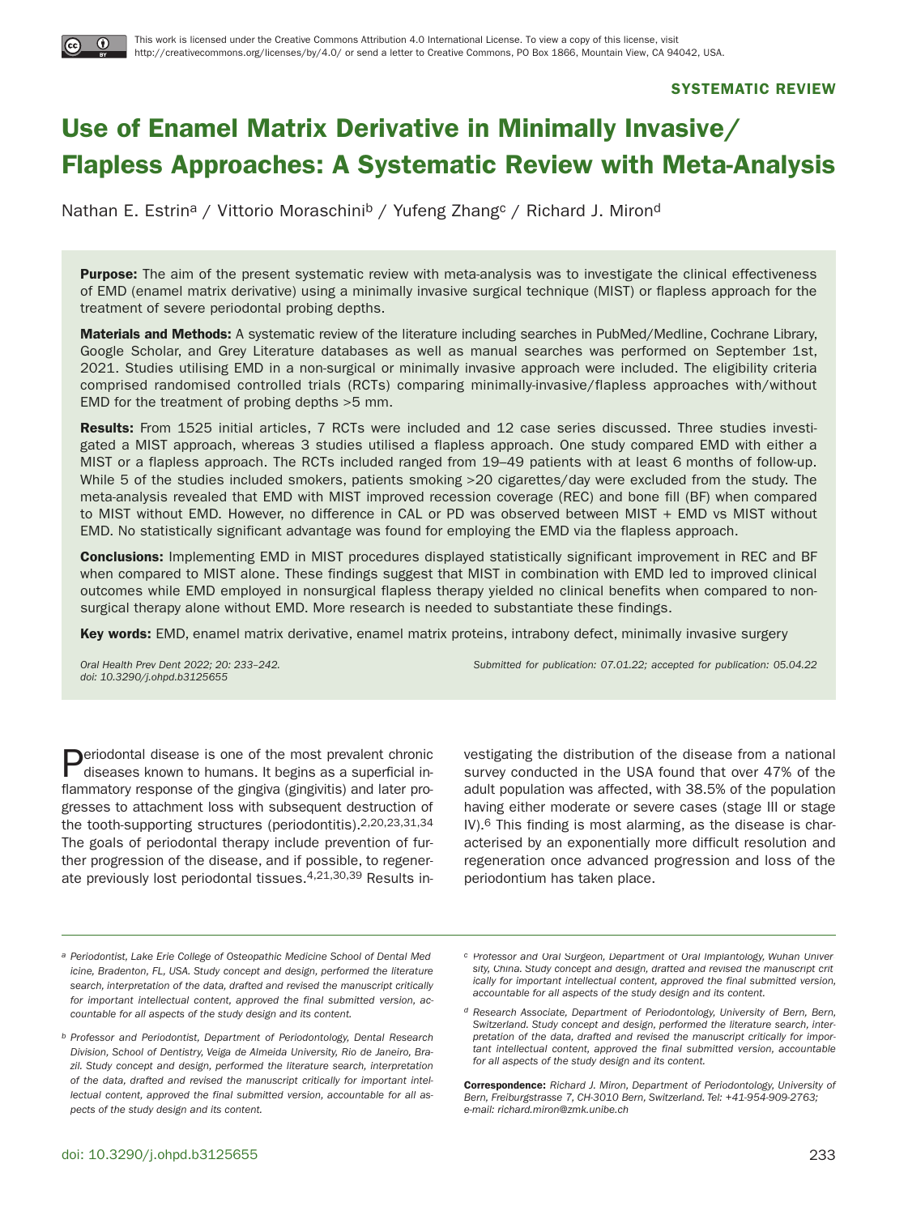This work is licensed under the Creative Commons Attribution 4.0 International License. To view a copy of this license, visit http://creativecommons.org/licenses/by/4.0/ or send a letter to Creative Commons, PO Box 1866, Mountain View, CA 94042, USA.

**SYSTEMATIC REVIEW**

# Use of Enamel Matrix Derivative in Minimally Invasive/ Flapless Approaches: A Systematic Review with Meta-Analysis

Nathan E. Estrin[a] / Vittorio Moraschini[b] / Yufeng Zhang[c] / Richard J. Miron[d]

**Purpose:** The aim of the present systematic review with meta-analysis was to investigate the clinical effectiveness of EMD (enamel matrix derivative) using a minimally invasive surgical technique (MIST) or flapless approach for the treatment of severe periodontal probing depths.

**Materials and Methods:** A systematic review of the literature including searches in PubMed/Medline, Cochrane Library, Google Scholar, and Grey Literature databases as well as manual searches was performed on September 1st, 2021. Studies utilising EMD in a non-surgical or minimally invasive approach were included. The eligibility criteria comprised randomised controlled trials (RCTs) comparing minimally-invasive/flapless approaches with/without EMD for the treatment of probing depths >5 mm.

**Results:** From 1525 initial articles, 7 RCTs were included and 12 case series discussed. Three studies investigated a MIST approach, whereas 3 studies utilised a flapless approach. One study compared EMD with either a MIST or a flapless approach. The RCTs included ranged from 19–49 patients with at least 6 months of follow-up. While 5 of the studies included smokers, patients smoking >20 cigarettes/day were excluded from the study. The meta-analysis revealed that EMD with MIST improved recession coverage (REC) and bone fill (BF) when compared to MIST without EMD. However, no difference in CAL or PD was observed between MIST + EMD vs MIST without EMD. No statistically significant advantage was found for employing the EMD via the flapless approach.

**Conclusions:** Implementing EMD in MIST procedures displayed statistically significant improvement in REC and BF when compared to MIST alone. These findings suggest that MIST in combination with EMD led to improved clinical outcomes while EMD employed in nonsurgical flapless therapy yielded no clinical benefits when compared to nonsurgical therapy alone without EMD. More research is needed to substantiate these findings.

**Key words:** EMD, enamel matrix derivative, enamel matrix proteins, intrabony defect, minimally invasive surgery

*Oral Health Prev Dent 2022; 20: 233–242.*
*doi: 10.3290/j.ohpd.b3125655*

*Submitted for publication: 07.01.22; accepted for publication: 05.04.22*

Periodontal disease is one of the most prevalent chronic diseases known to humans. It begins as a superficial inflammatory response of the gingiva (gingivitis) and later progresses to attachment loss with subsequent destruction of the tooth-supporting structures (periodontitis).[2,20,23,31,34] The goals of periodontal therapy include prevention of further progression of the disease, and if possible, to regenerate previously lost periodontal tissues.[4,21,30,39] Results investigating the distribution of the disease from a national survey conducted in the USA found that over 47% of the adult population was affected, with 38.5% of the population having either moderate or severe cases (stage III or stage IV).[6] This finding is most alarming, as the disease is characterised by an exponentially more difficult resolution and regeneration once advanced progression and loss of the periodontium has taken place.

---

[a] *Periodontist, Lake Erie College of Osteopathic Medicine School of Dental Medicine, Bradenton, FL, USA. Study concept and design, performed the literature search, interpretation of the data, drafted and revised the manuscript critically for important intellectual content, approved the final submitted version, accountable for all aspects of the study design and its content.*

[b] *Professor and Periodontist, Department of Periodontology, Dental Research Division, School of Dentistry, Veiga de Almeida University, Rio de Janeiro, Brazil. Study concept and design, performed the literature search, interpretation of the data, drafted and revised the manuscript critically for important intellectual content, approved the final submitted version, accountable for all aspects of the study design and its content.*

[c] *Professor and Oral Surgeon, Department of Oral Implantology, Wuhan University, China. Study concept and design, drafted and revised the manuscript critically for important intellectual content, approved the final submitted version, accountable for all aspects of the study design and its content.*

[d] *Research Associate, Department of Periodontology, University of Bern, Bern, Switzerland. Study concept and design, performed the literature search, interpretation of the data, drafted and revised the manuscript critically for important intellectual content, approved the final submitted version, accountable for all aspects of the study design and its content.*

**Correspondence:** *Richard J. Miron, Department of Periodontology, University of Bern, Freiburgstrasse 7, CH-3010 Bern, Switzerland. Tel: +41-954-909-2763; e-mail: richard.miron@zmk.unibe.ch*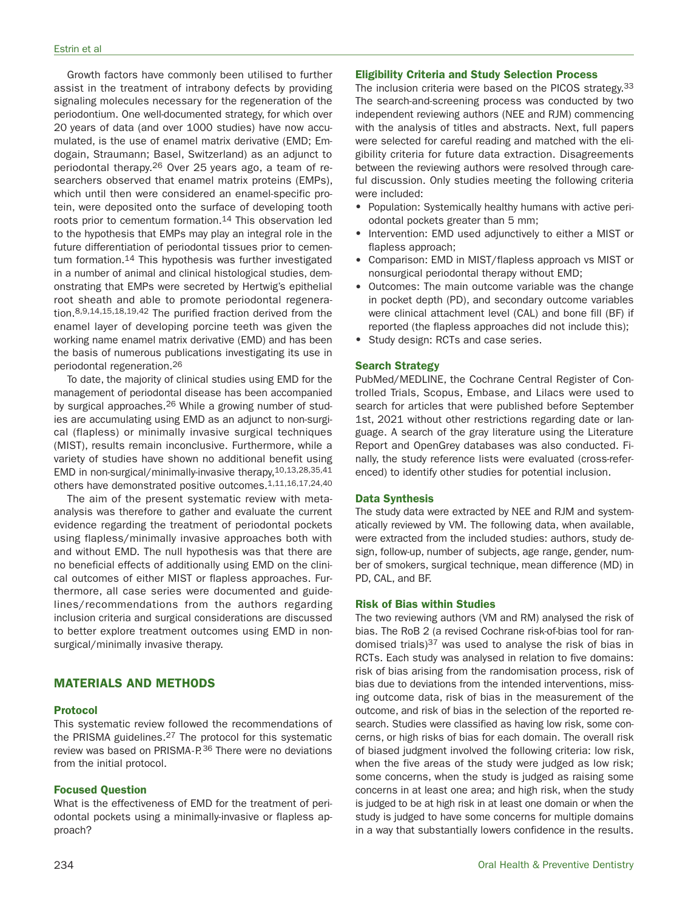Growth factors have commonly been utilised to further assist in the treatment of intrabony defects by providing signaling molecules necessary for the regeneration of the periodontium. One well-documented strategy, for which over 20 years of data (and over 1000 studies) have now accumulated, is the use of enamel matrix derivative (EMD; Emdogain, Straumann; Basel, Switzerland) as an adjunct to periodontal therapy.[26] Over 25 years ago, a team of researchers observed that enamel matrix proteins (EMPs), which until then were considered an enamel-specific protein, were deposited onto the surface of developing tooth roots prior to cementum formation.[14] This observation led to the hypothesis that EMPs may play an integral role in the future differentiation of periodontal tissues prior to cementum formation.[14] This hypothesis was further investigated in a number of animal and clinical histological studies, demonstrating that EMPs were secreted by Hertwig's epithelial root sheath and able to promote periodontal regeneration.[8,9,14,15,18,19,42] The purified fraction derived from the enamel layer of developing porcine teeth was given the working name enamel matrix derivative (EMD) and has been the basis of numerous publications investigating its use in periodontal regeneration.[26]

To date, the majority of clinical studies using EMD for the management of periodontal disease has been accompanied by surgical approaches.[26] While a growing number of studies are accumulating using EMD as an adjunct to non-surgical (flapless) or minimally invasive surgical techniques (MIST), results remain inconclusive. Furthermore, while a variety of studies have shown no additional benefit using EMD in non-surgical/minimally-invasive therapy,[10,13,28,35,41] others have demonstrated positive outcomes.[1,11,16,17,24,40]

The aim of the present systematic review with meta-analysis was therefore to gather and evaluate the current evidence regarding the treatment of periodontal pockets using flapless/minimally invasive approaches both with and without EMD. The null hypothesis was that there are no beneficial effects of additionally using EMD on the clinical outcomes of either MIST or flapless approaches. Furthermore, all case series were documented and guidelines/recommendations from the authors regarding inclusion criteria and surgical considerations are discussed to better explore treatment outcomes using EMD in non-surgical/minimally invasive therapy.

## MATERIALS AND METHODS

### Protocol

This systematic review followed the recommendations of the PRISMA guidelines.[27] The protocol for this systematic review was based on PRISMA-P.[36] There were no deviations from the initial protocol.

### Focused Question

What is the effectiveness of EMD for the treatment of periodontal pockets using a minimally-invasive or flapless approach?

### Eligibility Criteria and Study Selection Process

The inclusion criteria were based on the PICOS strategy.[33] The search-and-screening process was conducted by two independent reviewing authors (NEE and RJM) commencing with the analysis of titles and abstracts. Next, full papers were selected for careful reading and matched with the eligibility criteria for future data extraction. Disagreements between the reviewing authors were resolved through careful discussion. Only studies meeting the following criteria were included:

- Population: Systemically healthy humans with active periodontal pockets greater than 5 mm;
- Intervention: EMD used adjunctively to either a MIST or flapless approach;
- Comparison: EMD in MIST/flapless approach vs MIST or nonsurgical periodontal therapy without EMD;
- Outcomes: The main outcome variable was the change in pocket depth (PD), and secondary outcome variables were clinical attachment level (CAL) and bone fill (BF) if reported (the flapless approaches did not include this);
- Study design: RCTs and case series.

### Search Strategy

PubMed/MEDLINE, the Cochrane Central Register of Controlled Trials, Scopus, Embase, and Lilacs were used to search for articles that were published before September 1st, 2021 without other restrictions regarding date or language. A search of the gray literature using the Literature Report and OpenGrey databases was also conducted. Finally, the study reference lists were evaluated (cross-referenced) to identify other studies for potential inclusion.

### Data Synthesis

The study data were extracted by NEE and RJM and systematically reviewed by VM. The following data, when available, were extracted from the included studies: authors, study design, follow-up, number of subjects, age range, gender, number of smokers, surgical technique, mean difference (MD) in PD, CAL, and BF.

### Risk of Bias within Studies

The two reviewing authors (VM and RM) analysed the risk of bias. The RoB 2 (a revised Cochrane risk-of-bias tool for randomised trials)[37] was used to analyse the risk of bias in RCTs. Each study was analysed in relation to five domains: risk of bias arising from the randomisation process, risk of bias due to deviations from the intended interventions, missing outcome data, risk of bias in the measurement of the outcome, and risk of bias in the selection of the reported research. Studies were classified as having low risk, some concerns, or high risks of bias for each domain. The overall risk of biased judgment involved the following criteria: low risk, when the five areas of the study were judged as low risk; some concerns, when the study is judged as raising some concerns in at least one area; and high risk, when the study is judged to be at high risk in at least one domain or when the study is judged to have some concerns for multiple domains in a way that substantially lowers confidence in the results.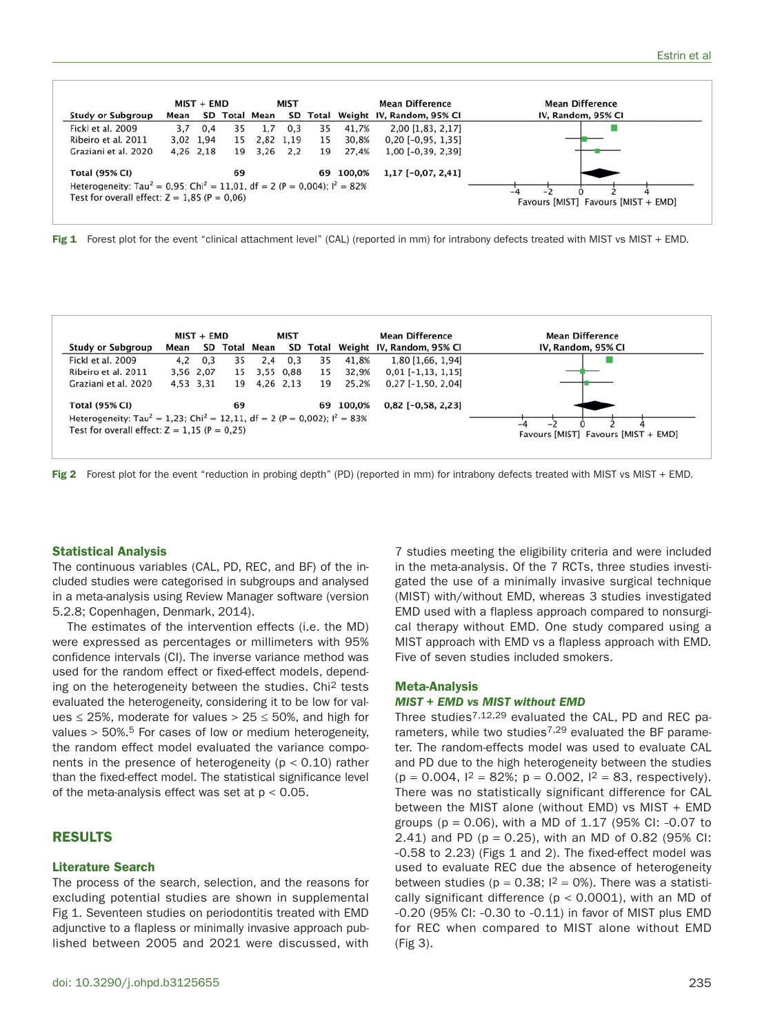| Study or Subgroup | MIST + EMD Mean | SD | Total | MIST Mean | SD | Total | Weight | Mean Difference IV, Random, 95% CI |
|---|---|---|---|---|---|---|---|---|
| Fickl et al. 2009 | 3,7 | 0,4 | 35 | 1,7 | 0,3 | 35 | 41,7% | 2,00 [1,83, 2,17] |
| Ribeiro et al. 2011 | 3,02 | 1,94 | 15 | 2,82 | 1,19 | 15 | 30,8% | 0,20 [-0,95, 1,35] |
| Graziani et al. 2020 | 4,26 | 2,18 | 19 | 3,26 | 2,2 | 19 | 27,4% | 1,00 [-0,39, 2,39] |
| **Total (95% CI)** | | | **69** | | | **69** | **100,0%** | **1,17 [-0,07, 2,41]** |

Heterogeneity: $Tau^2 = 0,95$; $Chi^2 = 11,01$, df = 2 (P = 0,004); $I^2 = 82\%$
Test for overall effect: Z = 1,85 (P = 0,06)

Mean Difference IV, Random, 95% CI: -4 -2 0 2 4; Favours [MIST] Favours [MIST + EMD]

**Fig 1** Forest plot for the event "clinical attachment level" (CAL) (reported in mm) for intrabony defects treated with MIST vs MIST + EMD.

| Study or Subgroup | MIST + EMD Mean | SD | Total | MIST Mean | SD | Total | Weight | Mean Difference IV, Random, 95% CI |
|---|---|---|---|---|---|---|---|---|
| Fickl et al. 2009 | 4,2 | 0,3 | 35 | 2,4 | 0,3 | 35 | 41,8% | 1,80 [1,66, 1,94] |
| Ribeiro et al. 2011 | 3,56 | 2,07 | 15 | 3,55 | 0,88 | 15 | 32,9% | 0,01 [-1,13, 1,15] |
| Graziani et al. 2020 | 4,53 | 3,31 | 19 | 4,26 | 2,13 | 19 | 25,2% | 0,27 [-1,50, 2,04] |
| **Total (95% CI)** | | | **69** | | | **69** | **100,0%** | **0,82 [-0,58, 2,23]** |

Heterogeneity: $Tau^2 = 1,23$; $Chi^2 = 12,11$, df = 2 (P = 0,002); $I^2 = 83\%$
Test for overall effect: Z = 1,15 (P = 0,25)

Mean Difference IV, Random, 95% CI: -4 -2 0 2 4; Favours [MIST] Favours [MIST + EMD]

**Fig 2** Forest plot for the event "reduction in probing depth" (PD) (reported in mm) for intrabony defects treated with MIST vs MIST + EMD.

### Statistical Analysis

The continuous variables (CAL, PD, REC, and BF) of the included studies were categorised in subgroups and analysed in a meta-analysis using Review Manager software (version 5.2.8; Copenhagen, Denmark, 2014).

The estimates of the intervention effects (i.e. the MD) were expressed as percentages or millimeters with 95% confidence intervals (CI). The inverse variance method was used for the random effect or fixed-effect models, depending on the heterogeneity between the studies. $Chi^2$ tests evaluated the heterogeneity, considering it to be low for values ≤ 25%, moderate for values > 25 ≤ 50%, and high for values > 50%.[5] For cases of low or medium heterogeneity, the random effect model evaluated the variance components in the presence of heterogeneity ($p < 0.10$) rather than the fixed-effect model. The statistical significance level of the meta-analysis effect was set at $p < 0.05$.

## RESULTS

### Literature Search

The process of the search, selection, and the reasons for excluding potential studies are shown in supplemental Fig 1. Seventeen studies on periodontitis treated with EMD adjunctive to a flapless or minimally invasive approach published between 2005 and 2021 were discussed, with 7 studies meeting the eligibility criteria and were included in the meta-analysis. Of the 7 RCTs, three studies investigated the use of a minimally invasive surgical technique (MIST) with/without EMD, whereas 3 studies investigated EMD used with a flapless approach compared to nonsurgical therapy without EMD. One study compared using a MIST approach with EMD vs a flapless approach with EMD. Five of seven studies included smokers.

### Meta-Analysis

#### *MIST + EMD vs MIST without EMD*

Three studies[7,12,29] evaluated the CAL, PD and REC parameters, while two studies[7,29] evaluated the BF parameter. The random-effects model was used to evaluate CAL and PD due to the high heterogeneity between the studies ($p = 0.004$, $I^2 = 82\%$; $p = 0.002$, $I^2 = 83$, respectively). There was no statistically significant difference for CAL between the MIST alone (without EMD) vs MIST + EMD groups ($p = 0.06$), with a MD of 1.17 (95% CI: -0.07 to 2.41) and PD ($p = 0.25$), with an MD of 0.82 (95% CI: -0.58 to 2.23) (Figs 1 and 2). The fixed-effect model was used to evaluate REC due the absence of heterogeneity between studies ($p = 0.38$; $I^2 = 0\%$). There was a statistically significant difference ($p < 0.0001$), with an MD of -0.20 (95% CI: -0.30 to -0.11) in favor of MIST plus EMD for REC when compared to MIST alone without EMD (Fig 3).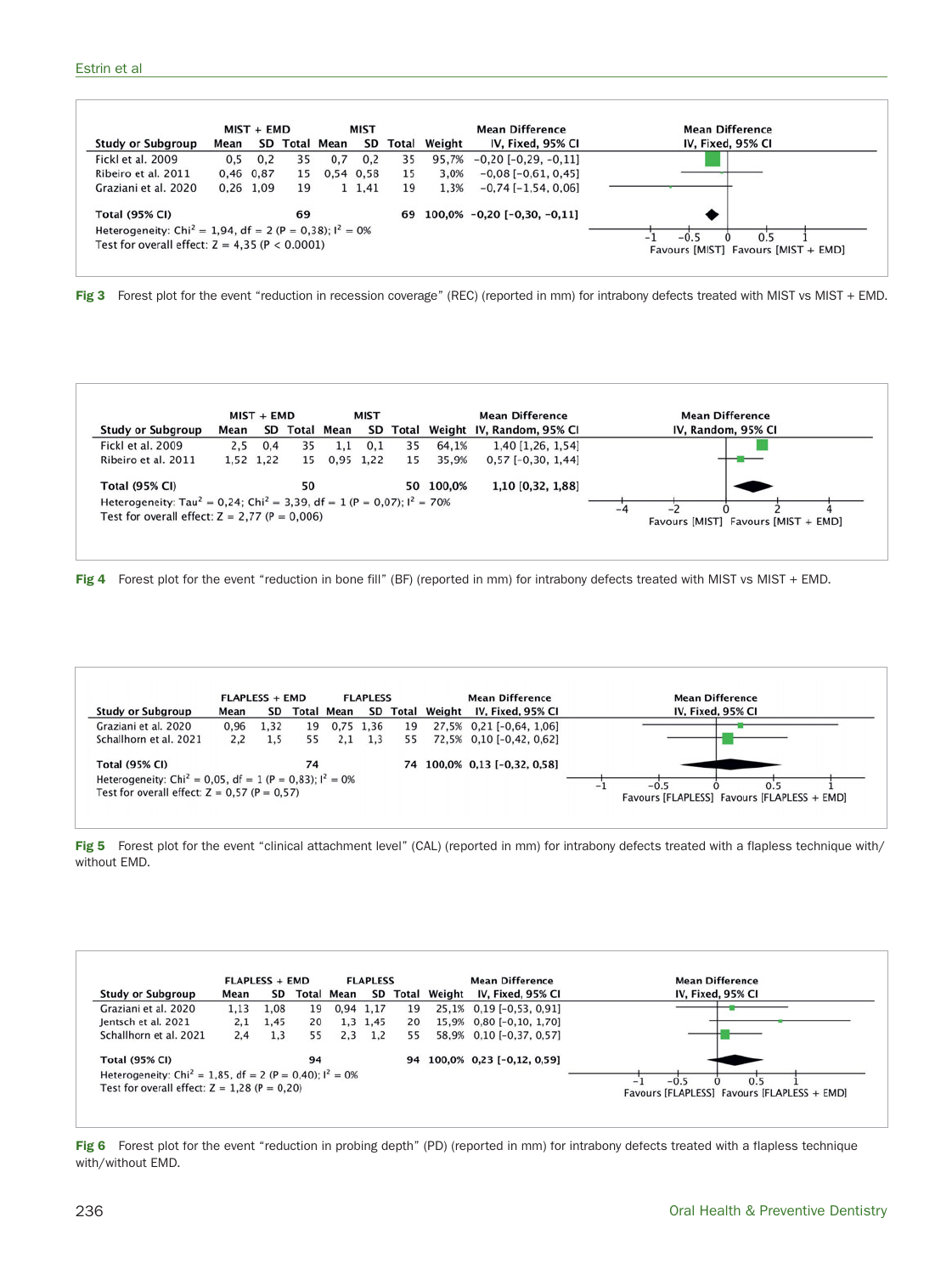| Study or Subgroup | MIST + EMD Mean | SD | Total | MIST Mean | SD | Total | Weight | Mean Difference IV, Fixed, 95% CI |
|---|---|---|---|---|---|---|---|---|
| Fickl et al. 2009 | 0,5 | 0,2 | 35 | 0,7 | 0,2 | 35 | 95,7% | −0,20 [−0,29, −0,11] |
| Ribeiro et al. 2011 | 0,46 | 0,87 | 15 | 0,54 | 0,58 | 15 | 3,0% | −0,08 [−0,61, 0,45] |
| Graziani et al. 2020 | 0,26 | 1,09 | 19 | 1 | 1,41 | 19 | 1,3% | −0,74 [−1,54, 0,06] |
| **Total (95% CI)** | | | **69** | | | **69** | **100,0%** | **−0,20 [−0,30, −0,11]** |

Heterogeneity: $Chi^2$ = 1,94, df = 2 (P = 0,38); $I^2$ = 0%
Test for overall effect: Z = 4,35 (P < 0.0001)

Favours [MIST] Favours [MIST + EMD]

**Fig 3** Forest plot for the event "reduction in recession coverage" (REC) (reported in mm) for intrabony defects treated with MIST vs MIST + EMD.

| Study or Subgroup | MIST + EMD Mean | SD | Total | MIST Mean | SD | Total | Weight | Mean Difference IV, Random, 95% CI |
|---|---|---|---|---|---|---|---|---|
| Fickl et al. 2009 | 2,5 | 0,4 | 35 | 1,1 | 0,1 | 35 | 64,1% | 1,40 [1,26, 1,54] |
| Ribeiro et al. 2011 | 1,52 | 1,22 | 15 | 0,95 | 1,22 | 15 | 35,9% | 0,57 [−0,30, 1,44] |
| **Total (95% CI)** | | | **50** | | | **50** | **100,0%** | **1,10 [0,32, 1,88]** |

Heterogeneity: $Tau^2$ = 0,24; $Chi^2$ = 3,39, df = 1 (P = 0,07); $I^2$ = 70%
Test for overall effect: Z = 2,77 (P = 0,006)

Favours [MIST] Favours [MIST + EMD]

**Fig 4** Forest plot for the event "reduction in bone fill" (BF) (reported in mm) for intrabony defects treated with MIST vs MIST + EMD.

| Study or Subgroup | FLAPLESS + EMD Mean | SD | Total | FLAPLESS Mean | SD | Total | Weight | Mean Difference IV, Fixed, 95% CI |
|---|---|---|---|---|---|---|---|---|
| Graziani et al. 2020 | 0,96 | 1,32 | 19 | 0,75 | 1,36 | 19 | 27,5% | 0,21 [−0,64, 1,06] |
| Schallhorn et al. 2021 | 2,2 | 1,5 | 55 | 2,1 | 1,3 | 55 | 72,5% | 0,10 [−0,42, 0,62] |
| **Total (95% CI)** | | | **74** | | | **74** | **100,0%** | **0,13 [−0,32, 0,58]** |

Heterogeneity: $Chi^2$ = 0,05, df = 1 (P = 0,83); $I^2$ = 0%
Test for overall effect: Z = 0,57 (P = 0,57)

Favours [FLAPLESS] Favours [FLAPLESS + EMD]

**Fig 5** Forest plot for the event "clinical attachment level" (CAL) (reported in mm) for intrabony defects treated with a flapless technique with/without EMD.

| Study or Subgroup | FLAPLESS + EMD Mean | SD | Total | FLAPLESS Mean | SD | Total | Weight | Mean Difference IV, Fixed, 95% CI |
|---|---|---|---|---|---|---|---|---|
| Graziani et al. 2020 | 1,13 | 1,08 | 19 | 0,94 | 1,17 | 19 | 25,1% | 0,19 [−0,53, 0,91] |
| Jentsch et al. 2021 | 2,1 | 1,45 | 20 | 1,3 | 1,45 | 20 | 15,9% | 0,80 [−0,10, 1,70] |
| Schallhorn et al. 2021 | 2,4 | 1,3 | 55 | 2,3 | 1,2 | 55 | 58,9% | 0,10 [−0,37, 0,57] |
| **Total (95% CI)** | | | **94** | | | **94** | **100,0%** | **0,23 [−0,12, 0,59]** |

Heterogeneity: $Chi^2$ = 1,85, df = 2 (P = 0,40); $I^2$ = 0%
Test for overall effect: Z = 1,28 (P = 0,20)

Favours [FLAPLESS] Favours [FLAPLESS + EMD]

**Fig 6** Forest plot for the event "reduction in probing depth" (PD) (reported in mm) for intrabony defects treated with a flapless technique with/without EMD.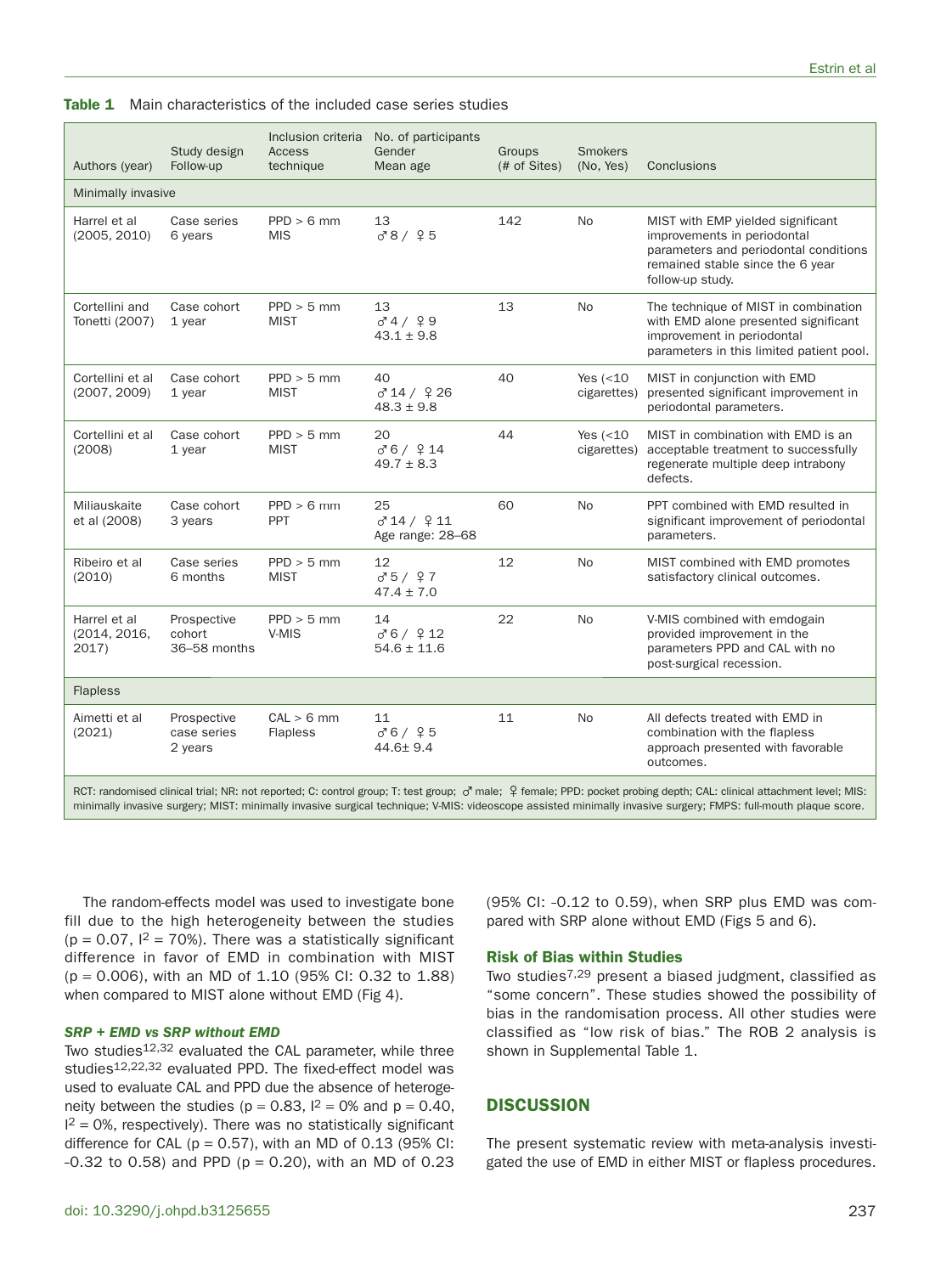**Table 1** Main characteristics of the included case series studies

| Authors (year) | Study design Follow-up | Inclusion criteria Access technique | No. of participants Gender Mean age | Groups (# of Sites) | Smokers (No, Yes) | Conclusions |
|---|---|---|---|---|---|---|
| Minimally invasive | | | | | | |
| Harrel et al (2005, 2010) | Case series 6 years | PPD > 6 mm MIS | 13 ♂8 / ♀5 | 142 | No | MIST with EMP yielded significant improvements in periodontal parameters and periodontal conditions remained stable since the 6 year follow-up study. |
| Cortellini and Tonetti (2007) | Case cohort 1 year | PPD > 5 mm MIST | 13 ♂4 / ♀9 43.1 ± 9.8 | 13 | No | The technique of MIST in combination with EMD alone presented significant improvement in periodontal parameters in this limited patient pool. |
| Cortellini et al (2007, 2009) | Case cohort 1 year | PPD > 5 mm MIST | 40 ♂14 / ♀26 48.3 ± 9.8 | 40 | Yes (<10 cigarettes) | MIST in conjunction with EMD presented significant improvement in periodontal parameters. |
| Cortellini et al (2008) | Case cohort 1 year | PPD > 5 mm MIST | 20 ♂6 / ♀14 49.7 ± 8.3 | 44 | Yes (<10 cigarettes) | MIST in combination with EMD is an acceptable treatment to successfully regenerate multiple deep intrabony defects. |
| Miliauskaite et al (2008) | Case cohort 3 years | PPD > 6 mm PPT | 25 ♂14 / ♀11 Age range: 28–68 | 60 | No | PPT combined with EMD resulted in significant improvement of periodontal parameters. |
| Ribeiro et al (2010) | Case series 6 months | PPD > 5 mm MIST | 12 ♂5 / ♀7 47.4 ± 7.0 | 12 | No | MIST combined with EMD promotes satisfactory clinical outcomes. |
| Harrel et al (2014, 2016, 2017) | Prospective cohort 36–58 months | PPD > 5 mm V-MIS | 14 ♂6 / ♀12 54.6 ± 11.6 | 22 | No | V-MIS combined with emdogain provided improvement in the parameters PPD and CAL with no post-surgical recession. |
| Flapless | | | | | | |
| Aimetti et al (2021) | Prospective case series 2 years | CAL > 6 mm Flapless | 11 ♂6 / ♀5 44.6± 9.4 | 11 | No | All defects treated with EMD in combination with the flapless approach presented with favorable outcomes. |

RCT: randomised clinical trial; NR: not reported; C: control group; T: test group; ♂ male; ♀ female; PPD: pocket probing depth; CAL: clinical attachment level; MIS: minimally invasive surgery; MIST: minimally invasive surgical technique; V-MIS: videoscope assisted minimally invasive surgery; FMPS: full-mouth plaque score.

The random-effects model was used to investigate bone fill due to the high heterogeneity between the studies ($p = 0.07$, $I^2 = 70\%$). There was a statistically significant difference in favor of EMD in combination with MIST ($p = 0.006$), with an MD of 1.10 (95% CI: 0.32 to 1.88) when compared to MIST alone without EMD (Fig 4).

#### *SRP + EMD vs SRP without EMD*

Two studies[12,32] evaluated the CAL parameter, while three studies[12,22,32] evaluated PPD. The fixed-effect model was used to evaluate CAL and PPD due the absence of heterogeneity between the studies ($p = 0.83$, $I^2 = 0\%$ and $p = 0.40$, $I^2 = 0\%$, respectively). There was no statistically significant difference for CAL ($p = 0.57$), with an MD of 0.13 (95% CI: -0.32 to 0.58) and PPD ($p = 0.20$), with an MD of 0.23 (95% CI: -0.12 to 0.59), when SRP plus EMD was compared with SRP alone without EMD (Figs 5 and 6).

### Risk of Bias within Studies

Two studies[7,29] present a biased judgment, classified as "some concern". These studies showed the possibility of bias in the randomisation process. All other studies were classified as "low risk of bias." The ROB 2 analysis is shown in Supplemental Table 1.

## DISCUSSION

The present systematic review with meta-analysis investigated the use of EMD in either MIST or flapless procedures.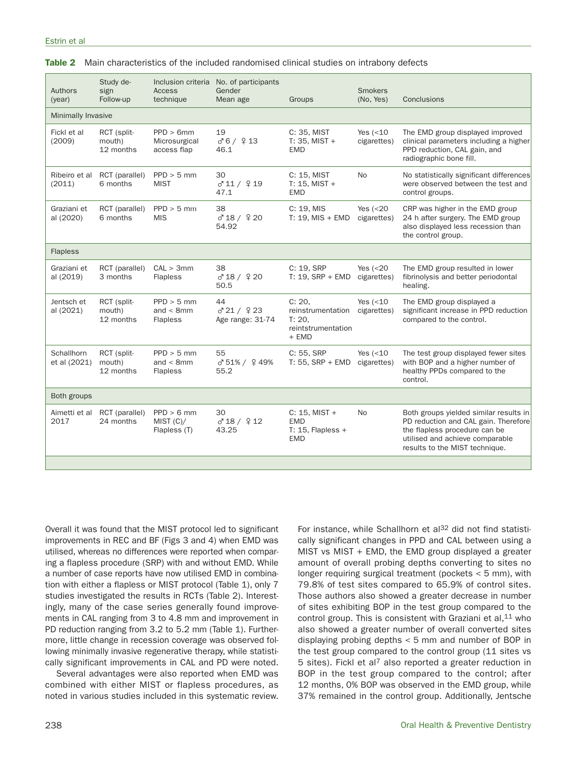**Table 2** Main characteristics of the included randomised clinical studies on intrabony defects

| Authors (year) | Study design Follow-up | Inclusion criteria Access technique | No. of participants Gender Mean age | Groups | Smokers (No, Yes) | Conclusions |
|---|---|---|---|---|---|---|
| Minimally Invasive | | | | | | |
| Fickl et al (2009) | RCT (split-mouth) 12 months | PPD > 6mm Microsurgical access flap | 19 ♂6 / ♀13 46.1 | C: 35, MIST T: 35, MIST + EMD | Yes (<10 cigarettes) | The EMD group displayed improved clinical parameters including a higher PPD reduction, CAL gain, and radiographic bone fill. |
| Ribeiro et al (2011) | RCT (parallel) 6 months | PPD > 5 mm MIST | 30 ♂11 / ♀19 47.1 | C: 15, MIST T: 15, MIST + EMD | No | No statistically significant differences were observed between the test and control groups. |
| Graziani et al (2020) | RCT (parallel) 6 months | PPD > 5 mm MIS | 38 ♂18 / ♀20 54.92 | C: 19, MIS T: 19, MIS + EMD | Yes (<20 cigarettes) | CRP was higher in the EMD group 24 h after surgery. The EMD group also displayed less recession than the control group. |
| Flapless | | | | | | |
| Graziani et al (2019) | RCT (parallel) 3 months | CAL > 3mm Flapless | 38 ♂18 / ♀20 50.5 | C: 19, SRP T: 19, SRP + EMD | Yes (<20 cigarettes) | The EMD group resulted in lower fibrinolysis and better periodontal healing. |
| Jentsch et al (2021) | RCT (split-mouth) 12 months | PPD > 5 mm and < 8mm Flapless | 44 ♂21 / ♀23 Age range: 31-74 | C: 20, reinstrumentation T: 20, reintstrumentation + EMD | Yes (<10 cigarettes) | The EMD group displayed a significant increase in PPD reduction compared to the control. |
| Schallhorn et al (2021) | RCT (split-mouth) 12 months | PPD > 5 mm and < 8mm Flapless | 55 ♂51% / ♀49% 55.2 | C: 55, SRP T: 55, SRP + EMD | Yes (<10 cigarettes) | The test group displayed fewer sites with BOP and a higher number of healthy PPDs compared to the control. |
| Both groups | | | | | | |
| Aimetti et al 2017 | RCT (parallel) 24 months | PPD > 6 mm MIST (C)/ Flapless (T) | 30 ♂18 / ♀12 43.25 | C: 15, MIST + EMD T: 15, Flapless + EMD | No | Both groups yielded similar results in PD reduction and CAL gain. Therefore the flapless procedure can be utilised and achieve comparable results to the MIST technique. |

Overall it was found that the MIST protocol led to significant improvements in REC and BF (Figs 3 and 4) when EMD was utilised, whereas no differences were reported when comparing a flapless procedure (SRP) with and without EMD. While a number of case reports have now utilised EMD in combination with either a flapless or MIST protocol (Table 1), only 7 studies investigated the results in RCTs (Table 2). Interestingly, many of the case series generally found improvements in CAL ranging from 3 to 4.8 mm and improvement in PD reduction ranging from 3.2 to 5.2 mm (Table 1). Furthermore, little change in recession coverage was observed following minimally invasive regenerative therapy, while statistically significant improvements in CAL and PD were noted.

Several advantages were also reported when EMD was combined with either MIST or flapless procedures, as noted in various studies included in this systematic review. For instance, while Schallhorn et al[32] did not find statistically significant changes in PPD and CAL between using a MIST vs MIST + EMD, the EMD group displayed a greater amount of overall probing depths converting to sites no longer requiring surgical treatment (pockets < 5 mm), with 79.8% of test sites compared to 65.9% of control sites. Those authors also showed a greater decrease in number of sites exhibiting BOP in the test group compared to the control group. This is consistent with Graziani et al,[11] who also showed a greater number of overall converted sites displaying probing depths < 5 mm and number of BOP in the test group compared to the control group (11 sites vs 5 sites). Fickl et al[7] also reported a greater reduction in BOP in the test group compared to the control; after 12 months, 0% BOP was observed in the EMD group, while 37% remained in the control group. Additionally, Jentsche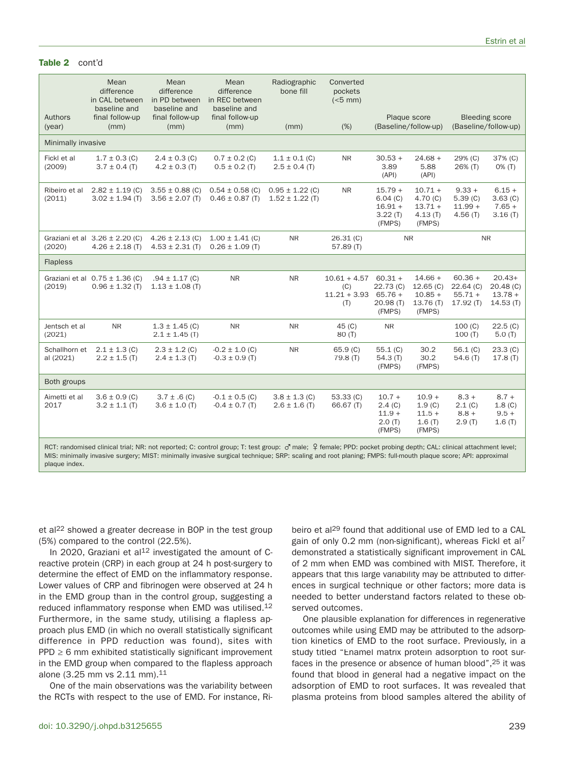**Table 2** cont'd

| Authors (year) | Mean difference in CAL between baseline and final follow-up (mm) | Mean difference in PD between baseline and final follow-up (mm) | Mean difference in REC between baseline and final follow-up (mm) | Radiographic bone fill (mm) | Converted pockets (<5 mm) (%) | Plaque score (Baseline/follow-up) | | Bleeding score (Baseline/follow-up) | |
|---|---|---|---|---|---|---|---|---|---|
| Minimally invasive | | | | | | | | | |
| Fickl et al (2009) | 1.7 ± 0.3 (C) 3.7 ± 0.4 (T) | 2.4 ± 0.3 (C) 4.2 ± 0.3 (T) | 0.7 ± 0.2 (C) 0.5 ± 0.2 (T) | 1.1 ± 0.1 (C) 2.5 ± 0.4 (T) | NR | 30.53 + 3.89 (API) | 24.68 + 5.88 (API) | 29% (C) 26% (T) | 37% (C) 0% (T) |
| Ribeiro et al (2011) | 2.82 ± 1.19 (C) 3.02 ± 1.94 (T) | 3.55 ± 0.88 (C) 3.56 ± 2.07 (T) | 0.54 ± 0.58 (C) 0.46 ± 0.87 (T) | 0.95 ± 1.22 (C) 1.52 ± 1.22 (T) | NR | 15.79 + 6.04 (C) 16.91 + 3.22 (T) (FMPS) | 10.71 + 4.70 (C) 13.71 + 4.13 (T) (FMPS) | 9.33 + 5.39 (C) 11.99 + 4.56 (T) | 6.15 + 3.63 (C) 7.65 + 3.16 (T) |
| Graziani et al (2020) | 3.26 ± 2.20 (C) 4.26 ± 2.18 (T) | 4.26 ± 2.13 (C) 4.53 ± 2.31 (T) | 1.00 ± 1.41 (C) 0.26 ± 1.09 (T) | NR | 26.31 (C) 57.89 (T) | NR | | NR | |
| Flapless | | | | | | | | | |
| Graziani et al (2019) | 0.75 ± 1.36 (C) 0.96 ± 1.32 (T) | .94 ± 1.17 (C) 1.13 ± 1.08 (T) | NR | NR | 10.61 + 4.57 (C) 11.21 + 3.93 (T) | 60.31 + 22.73 (C) 65.76 + 20.98 (T) (FMPS) | 14.66 + 12.65 (C) 10.85 + 13.76 (T) (FMPS) | 60.36 + 22.64 (C) 55.71 + 17.92 (T) | 20.43+ 20.48 (C) 13.78 + 14.53 (T) |
| Jentsch et al (2021) | NR | 1.3 ± 1.45 (C) 2.1 ± 1.45 (T) | NR | NR | 45 (C) 80 (T) | NR | | 100 (C) 100 (T) | 22.5 (C) 5.0 (T) |
| Schallhorn et al (2021) | 2.1 ± 1.3 (C) 2.2 ± 1.5 (T) | 2.3 ± 1.2 (C) 2.4 ± 1.3 (T) | -0.2 ± 1.0 (C) -0.3 ± 0.9 (T) | NR | 65.9 (C) 79.8 (T) | 55.1 (C) 54.3 (T) (FMPS) | 30.2 30.2 (FMPS) | 56.1 (C) 54.6 (T) | 23.3 (C) 17.8 (T) |
| Both groups | | | | | | | | | |
| Aimetti et al 2017 | 3.6 ± 0.9 (C) 3.2 ± 1.1 (T) | 3.7 ± .6 (C) 3.6 ± 1.0 (T) | -0.1 ± 0.5 (C) -0.4 ± 0.7 (T) | 3.8 ± 1.3 (C) 2.6 ± 1.6 (T) | 53.33 (C) 66.67 (T) | 10.7 + 2.4 (C) 11.9 + 2.0 (T) (FMPS) | 10.9 + 1.9 (C) 11.5 + 1.6 (T) (FMPS) | 8.3 + 2.1 (C) 8.8 + 2.9 (T) | 8.7 + 1.8 (C) 9.5 + 1.6 (T) |

RCT: randomised clinical trial; NR: not reported; C: control group; T: test group: ♂ male; ♀ female; PPD: pocket probing depth; CAL: clinical attachment level; MIS: minimally invasive surgery; MIST: minimally invasive surgical technique; SRP: scaling and root planing; FMPS: full-mouth plaque score; API: approximal plaque index.

et al[22] showed a greater decrease in BOP in the test group (5%) compared to the control (22.5%).

In 2020, Graziani et al[12] investigated the amount of C-reactive protein (CRP) in each group at 24 h post-surgery to determine the effect of EMD on the inflammatory response. Lower values of CRP and fibrinogen were observed at 24 h in the EMD group than in the control group, suggesting a reduced inflammatory response when EMD was utilised.[12] Furthermore, in the same study, utilising a flapless approach plus EMD (in which no overall statistically significant difference in PPD reduction was found), sites with PPD ≥ 6 mm exhibited statistically significant improvement in the EMD group when compared to the flapless approach alone (3.25 mm vs 2.11 mm).[11]

One of the main observations was the variability between the RCTs with respect to the use of EMD. For instance, Ribeiro et al[29] found that additional use of EMD led to a CAL gain of only 0.2 mm (non-significant), whereas Fickl et al[7] demonstrated a statistically significant improvement in CAL of 2 mm when EMD was combined with MIST. Therefore, it appears that this large variability may be attributed to differences in surgical technique or other factors; more data is needed to better understand factors related to these observed outcomes.

One plausible explanation for differences in regenerative outcomes while using EMD may be attributed to the adsorption kinetics of EMD to the root surface. Previously, in a study titled "Enamel matrix protein adsorption to root surfaces in the presence or absence of human blood",[25] it was found that blood in general had a negative impact on the adsorption of EMD to root surfaces. It was revealed that plasma proteins from blood samples altered the ability of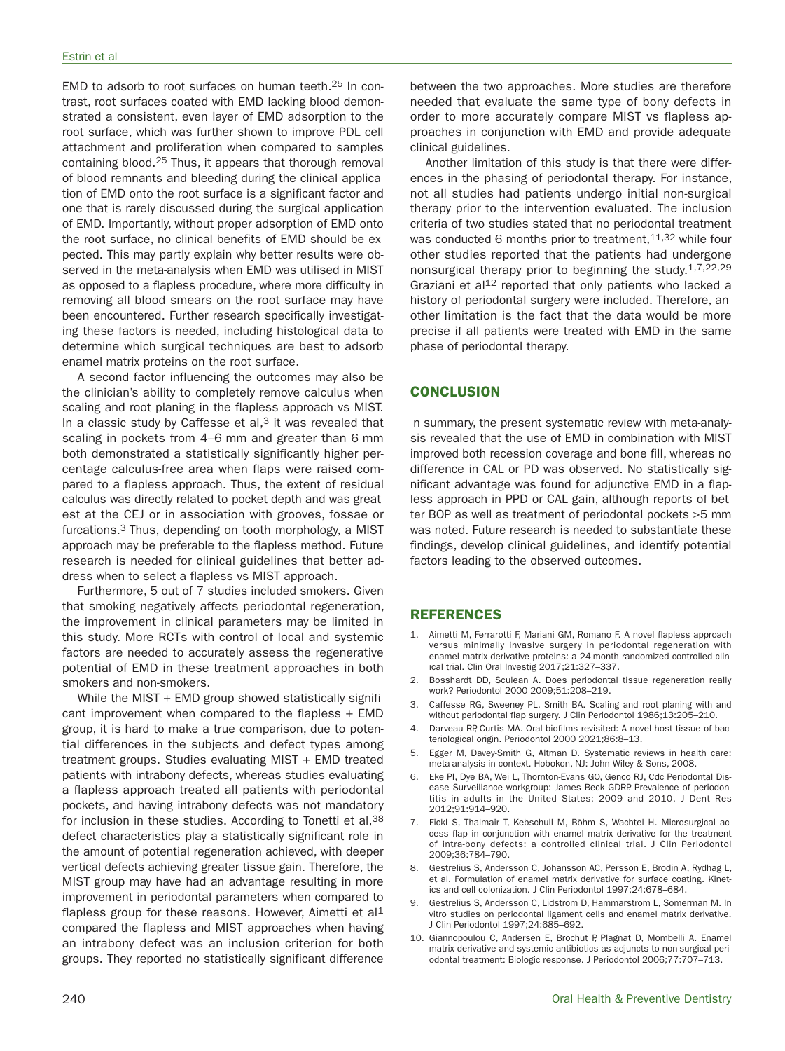EMD to adsorb to root surfaces on human teeth.[25] In contrast, root surfaces coated with EMD lacking blood demonstrated a consistent, even layer of EMD adsorption to the root surface, which was further shown to improve PDL cell attachment and proliferation when compared to samples containing blood.[25] Thus, it appears that thorough removal of blood remnants and bleeding during the clinical application of EMD onto the root surface is a significant factor and one that is rarely discussed during the surgical application of EMD. Importantly, without proper adsorption of EMD onto the root surface, no clinical benefits of EMD should be expected. This may partly explain why better results were observed in the meta-analysis when EMD was utilised in MIST as opposed to a flapless procedure, where more difficulty in removing all blood smears on the root surface may have been encountered. Further research specifically investigating these factors is needed, including histological data to determine which surgical techniques are best to adsorb enamel matrix proteins on the root surface.

A second factor influencing the outcomes may also be the clinician's ability to completely remove calculus when scaling and root planing in the flapless approach vs MIST. In a classic study by Caffesse et al,[3] it was revealed that scaling in pockets from 4–6 mm and greater than 6 mm both demonstrated a statistically significantly higher percentage calculus-free area when flaps were raised compared to a flapless approach. Thus, the extent of residual calculus was directly related to pocket depth and was greatest at the CEJ or in association with grooves, fossae or furcations.[3] Thus, depending on tooth morphology, a MIST approach may be preferable to the flapless method. Future research is needed for clinical guidelines that better address when to select a flapless vs MIST approach.

Furthermore, 5 out of 7 studies included smokers. Given that smoking negatively affects periodontal regeneration, the improvement in clinical parameters may be limited in this study. More RCTs with control of local and systemic factors are needed to accurately assess the regenerative potential of EMD in these treatment approaches in both smokers and non-smokers.

While the MIST + EMD group showed statistically significant improvement when compared to the flapless + EMD group, it is hard to make a true comparison, due to potential differences in the subjects and defect types among treatment groups. Studies evaluating MIST + EMD treated patients with intrabony defects, whereas studies evaluating a flapless approach treated all patients with periodontal pockets, and having intrabony defects was not mandatory for inclusion in these studies. According to Tonetti et al,[38] defect characteristics play a statistically significant role in the amount of potential regeneration achieved, with deeper vertical defects achieving greater tissue gain. Therefore, the MIST group may have had an advantage resulting in more improvement in periodontal parameters when compared to flapless group for these reasons. However, Aimetti et al[1] compared the flapless and MIST approaches when having an intrabony defect was an inclusion criterion for both groups. They reported no statistically significant difference between the two approaches. More studies are therefore needed that evaluate the same type of bony defects in order to more accurately compare MIST vs flapless approaches in conjunction with EMD and provide adequate clinical guidelines.

Another limitation of this study is that there were differences in the phasing of periodontal therapy. For instance, not all studies had patients undergo initial non-surgical therapy prior to the intervention evaluated. The inclusion criteria of two studies stated that no periodontal treatment was conducted 6 months prior to treatment,[11,32] while four other studies reported that the patients had undergone nonsurgical therapy prior to beginning the study.[1,7,22,29] Graziani et al[12] reported that only patients who lacked a history of periodontal surgery were included. Therefore, another limitation is the fact that the data would be more precise if all patients were treated with EMD in the same phase of periodontal therapy.

## CONCLUSION

In summary, the present systematic review with meta-analysis revealed that the use of EMD in combination with MIST improved both recession coverage and bone fill, whereas no difference in CAL or PD was observed. No statistically significant advantage was found for adjunctive EMD in a flapless approach in PPD or CAL gain, although reports of better BOP as well as treatment of periodontal pockets >5 mm was noted. Future research is needed to substantiate these findings, develop clinical guidelines, and identify potential factors leading to the observed outcomes.

## REFERENCES

1. Aimetti M, Ferrarotti F, Mariani GM, Romano F. A novel flapless approach versus minimally invasive surgery in periodontal regeneration with enamel matrix derivative proteins: a 24-month randomized controlled clinical trial. Clin Oral Investig 2017;21:327–337.
2. Bosshardt DD, Sculean A. Does periodontal tissue regeneration really work? Periodontol 2000 2009;51:208–219.
3. Caffesse RG, Sweeney PL, Smith BA. Scaling and root planing with and without periodontal flap surgery. J Clin Periodontol 1986;13:205–210.
4. Darveau RP, Curtis MA. Oral biofilms revisited: A novel host tissue of bacteriological origin. Periodontol 2000 2021;86:8–13.
5. Egger M, Davey-Smith G, Altman D. Systematic reviews in health care: meta-analysis in context. Hobokon, NJ: John Wiley & Sons, 2008.
6. Eke PI, Dye BA, Wei L, Thornton-Evans GO, Genco RJ, Cdc Periodontal Disease Surveillance workgroup: James Beck GDRP. Prevalence of periodontitis in adults in the United States: 2009 and 2010. J Dent Res 2012;91:914–920.
7. Fickl S, Thalmair T, Kebschull M, Böhm S, Wachtel H. Microsurgical access flap in conjunction with enamel matrix derivative for the treatment of intra-bony defects: a controlled clinical trial. J Clin Periodontol 2009;36:784–790.
8. Gestrelius S, Andersson C, Johansson AC, Persson E, Brodin A, Rydhag L, et al. Formulation of enamel matrix derivative for surface coating. Kinetics and cell colonization. J Clin Periodontol 1997;24:678–684.
9. Gestrelius S, Andersson C, Lidstrom D, Hammarstrom L, Somerman M. In vitro studies on periodontal ligament cells and enamel matrix derivative. J Clin Periodontol 1997;24:685–692.
10. Giannopoulou C, Andersen E, Brochut P, Plagnat D, Mombelli A. Enamel matrix derivative and systemic antibiotics as adjuncts to non-surgical periodontal treatment: Biologic response. J Periodontol 2006;77:707–713.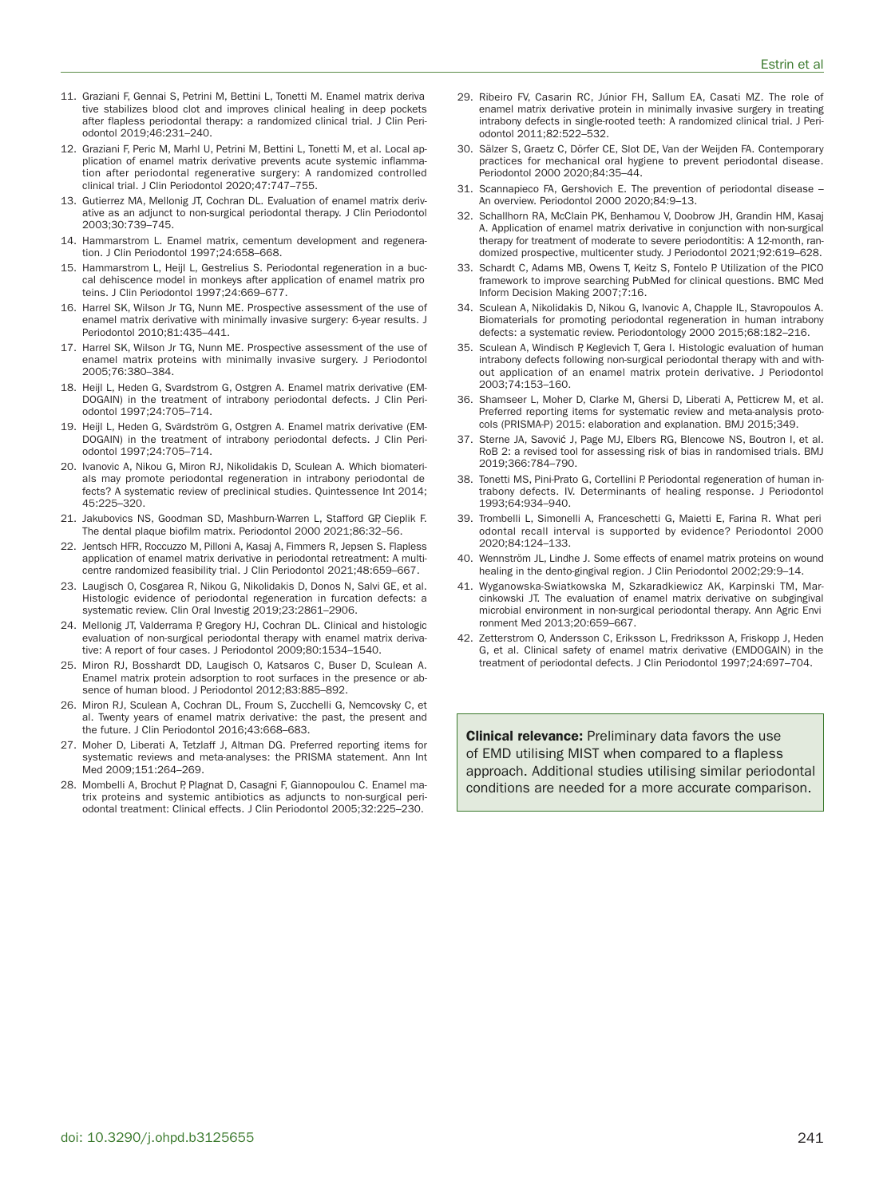11. Graziani F, Gennai S, Petrini M, Bettini L, Tonetti M. Enamel matrix derivative stabilizes blood clot and improves clinical healing in deep pockets after flapless periodontal therapy: a randomized clinical trial. J Clin Periodontol 2019;46:231–240.
12. Graziani F, Peric M, Marhl U, Petrini M, Bettini L, Tonetti M, et al. Local application of enamel matrix derivative prevents acute systemic inflammation after periodontal regenerative surgery: A randomized controlled clinical trial. J Clin Periodontol 2020;47:747–755.
13. Gutierrez MA, Mellonig JT, Cochran DL. Evaluation of enamel matrix derivative as an adjunct to non-surgical periodontal therapy. J Clin Periodontol 2003;30:739–745.
14. Hammarstrom L. Enamel matrix, cementum development and regeneration. J Clin Periodontol 1997;24:658–668.
15. Hammarstrom L, Heijl L, Gestrelius S. Periodontal regeneration in a buccal dehiscence model in monkeys after application of enamel matrix proteins. J Clin Periodontol 1997;24:669–677.
16. Harrel SK, Wilson Jr TG, Nunn ME. Prospective assessment of the use of enamel matrix derivative with minimally invasive surgery: 6-year results. J Periodontol 2010;81:435–441.
17. Harrel SK, Wilson Jr TG, Nunn ME. Prospective assessment of the use of enamel matrix proteins with minimally invasive surgery. J Periodontol 2005;76:380–384.
18. Heijl L, Heden G, Svardstrom G, Ostgren A. Enamel matrix derivative (EMDOGAIN) in the treatment of intrabony periodontal defects. J Clin Periodontol 1997;24:705–714.
19. Heijl L, Heden G, Svärdström G, Ostgren A. Enamel matrix derivative (EMDOGAIN) in the treatment of intrabony periodontal defects. J Clin Periodontol 1997;24:705–714.
20. Ivanovic A, Nikou G, Miron RJ, Nikolidakis D, Sculean A. Which biomaterials may promote periodontal regeneration in intrabony periodontal defects? A systematic review of preclinical studies. Quintessence Int 2014; 45:225–320.
21. Jakubovics NS, Goodman SD, Mashburn-Warren L, Stafford GP, Cieplik F. The dental plaque biofilm matrix. Periodontol 2000 2021;86:32–56.
22. Jentsch HFR, Roccuzzo M, Pilloni A, Kasaj A, Fimmers R, Jepsen S. Flapless application of enamel matrix derivative in periodontal retreatment: A multicentre randomized feasibility trial. J Clin Periodontol 2021;48:659–667.
23. Laugisch O, Cosgarea R, Nikou G, Nikolidakis D, Donos N, Salvi GE, et al. Histologic evidence of periodontal regeneration in furcation defects: a systematic review. Clin Oral Investig 2019;23:2861–2906.
24. Mellonig JT, Valderrama P, Gregory HJ, Cochran DL. Clinical and histologic evaluation of non-surgical periodontal therapy with enamel matrix derivative: A report of four cases. J Periodontol 2009;80:1534–1540.
25. Miron RJ, Bosshardt DD, Laugisch O, Katsaros C, Buser D, Sculean A. Enamel matrix protein adsorption to root surfaces in the presence or absence of human blood. J Periodontol 2012;83:885–892.
26. Miron RJ, Sculean A, Cochran DL, Froum S, Zucchelli G, Nemcovsky C, et al. Twenty years of enamel matrix derivative: the past, the present and the future. J Clin Periodontol 2016;43:668–683.
27. Moher D, Liberati A, Tetzlaff J, Altman DG. Preferred reporting items for systematic reviews and meta-analyses: the PRISMA statement. Ann Int Med 2009;151:264–269.
28. Mombelli A, Brochut P, Plagnat D, Casagni F, Giannopoulou C. Enamel matrix proteins and systemic antibiotics as adjuncts to non-surgical periodontal treatment: Clinical effects. J Clin Periodontol 2005;32:225–230.
29. Ribeiro FV, Casarin RC, Júnior FH, Sallum EA, Casati MZ. The role of enamel matrix derivative protein in minimally invasive surgery in treating intrabony defects in single-rooted teeth: A randomized clinical trial. J Periodontol 2011;82:522–532.
30. Sälzer S, Graetz C, Dörfer CE, Slot DE, Van der Weijden FA. Contemporary practices for mechanical oral hygiene to prevent periodontal disease. Periodontol 2000 2020;84:35–44.
31. Scannapieco FA, Gershovich E. The prevention of periodontal disease – An overview. Periodontol 2000 2020;84:9–13.
32. Schallhorn RA, McClain PK, Benhamou V, Doobrow JH, Grandin HM, Kasaj A. Application of enamel matrix derivative in conjunction with non-surgical therapy for treatment of moderate to severe periodontitis: A 12-month, randomized prospective, multicenter study. J Periodontol 2021;92:619–628.
33. Schardt C, Adams MB, Owens T, Keitz S, Fontelo P. Utilization of the PICO framework to improve searching PubMed for clinical questions. BMC Med Inform Decision Making 2007;7:16.
34. Sculean A, Nikolidakis D, Nikou G, Ivanovic A, Chapple IL, Stavropoulos A. Biomaterials for promoting periodontal regeneration in human intrabony defects: a systematic review. Periodontology 2000 2015;68:182–216.
35. Sculean A, Windisch P, Keglevich T, Gera I. Histologic evaluation of human intrabony defects following non-surgical periodontal therapy with and without application of an enamel matrix protein derivative. J Periodontol 2003;74:153–160.
36. Shamseer L, Moher D, Clarke M, Ghersi D, Liberati A, Petticrew M, et al. Preferred reporting items for systematic review and meta-analysis protocols (PRISMA-P) 2015: elaboration and explanation. BMJ 2015;349.
37. Sterne JA, Savović J, Page MJ, Elbers RG, Blencowe NS, Boutron I, et al. RoB 2: a revised tool for assessing risk of bias in randomised trials. BMJ 2019;366:784–790.
38. Tonetti MS, Pini-Prato G, Cortellini P. Periodontal regeneration of human intrabony defects. IV. Determinants of healing response. J Periodontol 1993;64:934–940.
39. Trombelli L, Simonelli A, Franceschetti G, Maietti E, Farina R. What periodontal recall interval is supported by evidence? Periodontol 2000 2020;84:124–133.
40. Wennström JL, Lindhe J. Some effects of enamel matrix proteins on wound healing in the dento-gingival region. J Clin Periodontol 2002;29:9–14.
41. Wyganowska-Swiatkowska M, Szkaradkiewicz AK, Karpinski TM, Marcinkowski JT. The evaluation of enamel matrix derivative on subgingival microbial environment in non-surgical periodontal therapy. Ann Agric Environment Med 2013;20:659–667.
42. Zetterstrom O, Andersson C, Eriksson L, Fredriksson A, Friskopp J, Heden G, et al. Clinical safety of enamel matrix derivative (EMDOGAIN) in the treatment of periodontal defects. J Clin Periodontol 1997;24:697–704.

**Clinical relevance:** Preliminary data favors the use of EMD utilising MIST when compared to a flapless approach. Additional studies utilising similar periodontal conditions are needed for a more accurate comparison.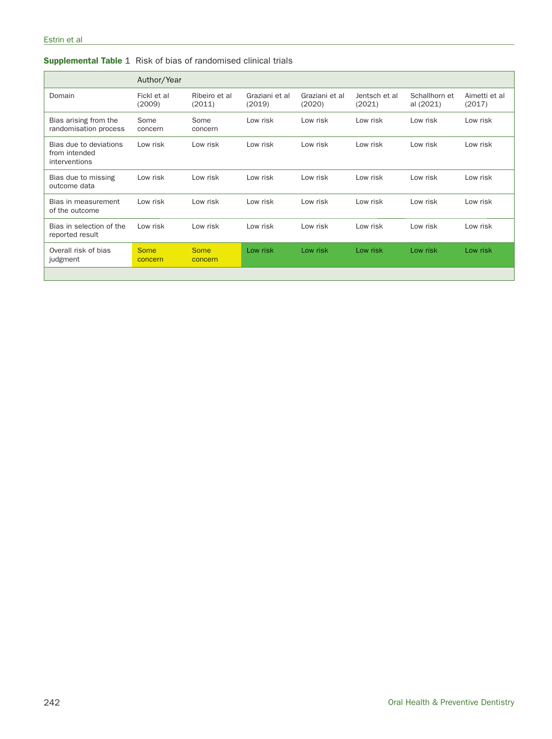**Supplemental Table 1** Risk of bias of randomised clinical trials

| | Author/Year | | | | | | |
|---|---|---|---|---|---|---|---|
| Domain | Fickl et al (2009) | Ribeiro et al (2011) | Graziani et al (2019) | Graziani et al (2020) | Jentsch et al (2021) | Schallhorn et al (2021) | Aimetti et al (2017) |
| Bias arising from the randomisation process | Some concern | Some concern | Low risk | Low risk | Low risk | Low risk | Low risk |
| Bias due to deviations from intended interventions | Low risk | Low risk | Low risk | Low risk | Low risk | Low risk | Low risk |
| Bias due to missing outcome data | Low risk | Low risk | Low risk | Low risk | Low risk | Low risk | Low risk |
| Bias in measurement of the outcome | Low risk | Low risk | Low risk | Low risk | Low risk | Low risk | Low risk |
| Bias in selection of the reported result | Low risk | Low risk | Low risk | Low risk | Low risk | Low risk | Low risk |
| Overall risk of bias judgment | Some concern | Some concern | Low risk | Low risk | Low risk | Low risk | Low risk |